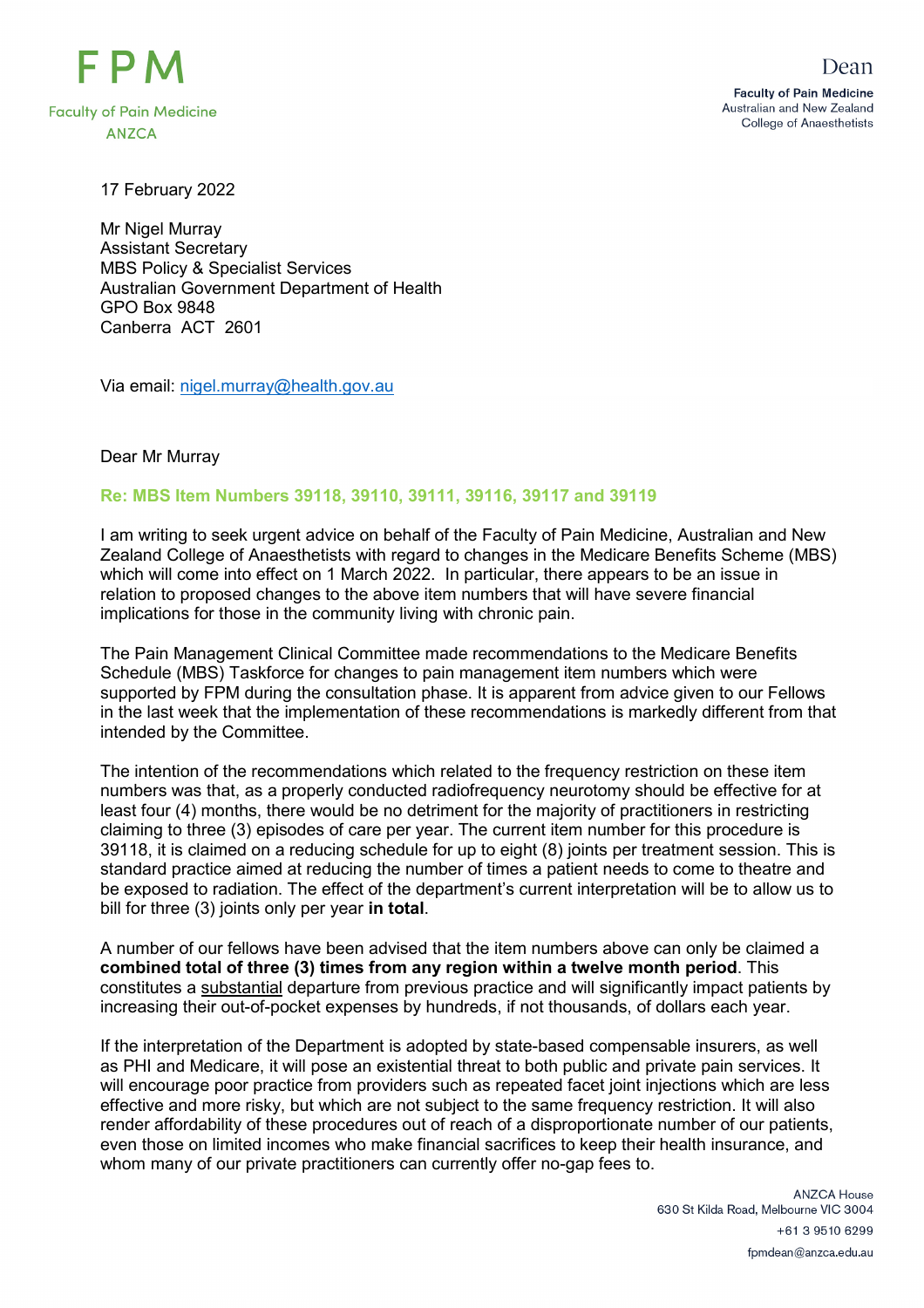FPM

Faculty of Pain Medicine

ANZCA

Dean

**Faculty of Pain Medicine**
Australian and New Zealand
College of Anaesthetists

17 February 2022

Mr Nigel Murray
Assistant Secretary
MBS Policy & Specialist Services
Australian Government Department of Health
GPO Box 9848
Canberra ACT 2601

Via email: nigel.murray@health.gov.au

Dear Mr Murray

**Re: MBS Item Numbers 39118, 39110, 39111, 39116, 39117 and 39119**

I am writing to seek urgent advice on behalf of the Faculty of Pain Medicine, Australian and New Zealand College of Anaesthetists with regard to changes in the Medicare Benefits Scheme (MBS) which will come into effect on 1 March 2022. In particular, there appears to be an issue in relation to proposed changes to the above item numbers that will have severe financial implications for those in the community living with chronic pain.

The Pain Management Clinical Committee made recommendations to the Medicare Benefits Schedule (MBS) Taskforce for changes to pain management item numbers which were supported by FPM during the consultation phase. It is apparent from advice given to our Fellows in the last week that the implementation of these recommendations is markedly different from that intended by the Committee.

The intention of the recommendations which related to the frequency restriction on these item numbers was that, as a properly conducted radiofrequency neurotomy should be effective for at least four (4) months, there would be no detriment for the majority of practitioners in restricting claiming to three (3) episodes of care per year. The current item number for this procedure is 39118, it is claimed on a reducing schedule for up to eight (8) joints per treatment session. This is standard practice aimed at reducing the number of times a patient needs to come to theatre and be exposed to radiation. The effect of the department's current interpretation will be to allow us to bill for three (3) joints only per year **in total**.

A number of our fellows have been advised that the item numbers above can only be claimed a **combined total of three (3) times from any region within a twelve month period**. This constitutes a substantial departure from previous practice and will significantly impact patients by increasing their out-of-pocket expenses by hundreds, if not thousands, of dollars each year.

If the interpretation of the Department is adopted by state-based compensable insurers, as well as PHI and Medicare, it will pose an existential threat to both public and private pain services. It will encourage poor practice from providers such as repeated facet joint injections which are less effective and more risky, but which are not subject to the same frequency restriction. It will also render affordability of these procedures out of reach of a disproportionate number of our patients, even those on limited incomes who make financial sacrifices to keep their health insurance, and whom many of our private practitioners can currently offer no-gap fees to.

ANZCA House
630 St Kilda Road, Melbourne VIC 3004
+61 3 9510 6299
fpmdean@anzca.edu.au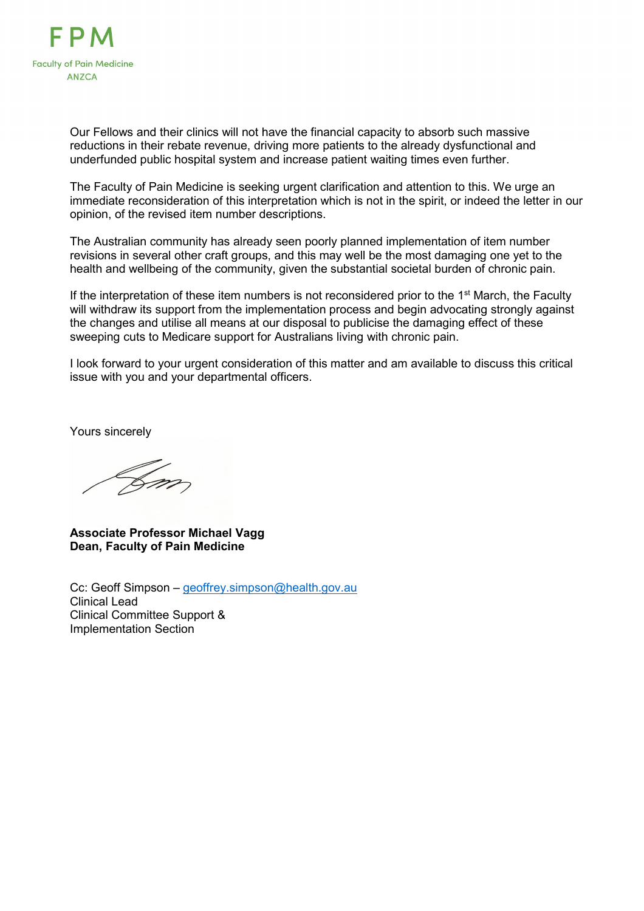FPM

Faculty of Pain Medicine
ANZCA

Our Fellows and their clinics will not have the financial capacity to absorb such massive reductions in their rebate revenue, driving more patients to the already dysfunctional and underfunded public hospital system and increase patient waiting times even further.

The Faculty of Pain Medicine is seeking urgent clarification and attention to this. We urge an immediate reconsideration of this interpretation which is not in the spirit, or indeed the letter in our opinion, of the revised item number descriptions.

The Australian community has already seen poorly planned implementation of item number revisions in several other craft groups, and this may well be the most damaging one yet to the health and wellbeing of the community, given the substantial societal burden of chronic pain.

If the interpretation of these item numbers is not reconsidered prior to the 1st March, the Faculty will withdraw its support from the implementation process and begin advocating strongly against the changes and utilise all means at our disposal to publicise the damaging effect of these sweeping cuts to Medicare support for Australians living with chronic pain.

I look forward to your urgent consideration of this matter and am available to discuss this critical issue with you and your departmental officers.

Yours sincerely

**Associate Professor Michael Vagg**
**Dean, Faculty of Pain Medicine**

Cc: Geoff Simpson – geoffrey.simpson@health.gov.au
Clinical Lead
Clinical Committee Support &
Implementation Section